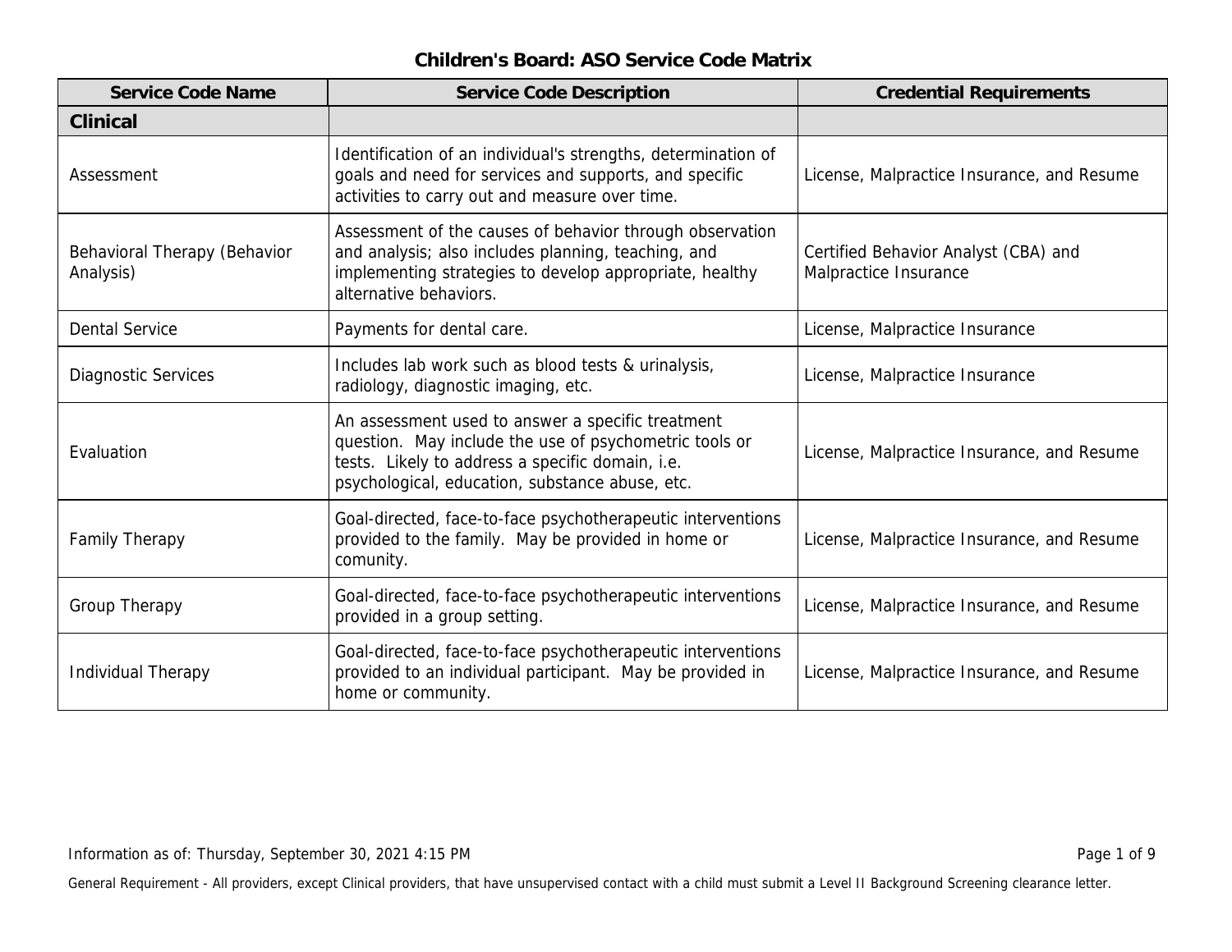# Children's Board: ASO Service Code Matrix

| Service Code Name | Service Code Description | Credential Requirements |
|---|---|---|
| **Clinical** | | |
| Assessment | Identification of an individual's strengths, determination of goals and need for services and supports, and specific activities to carry out and measure over time. | License, Malpractice Insurance, and Resume |
| Behavioral Therapy (Behavior Analysis) | Assessment of the causes of behavior through observation and analysis; also includes planning, teaching, and implementing strategies to develop appropriate, healthy alternative behaviors. | Certified Behavior Analyst (CBA) and Malpractice Insurance |
| Dental Service | Payments for dental care. | License, Malpractice Insurance |
| Diagnostic Services | Includes lab work such as blood tests & urinalysis, radiology, diagnostic imaging, etc. | License, Malpractice Insurance |
| Evaluation | An assessment used to answer a specific treatment question. May include the use of psychometric tools or tests. Likely to address a specific domain, i.e. psychological, education, substance abuse, etc. | License, Malpractice Insurance, and Resume |
| Family Therapy | Goal-directed, face-to-face psychotherapeutic interventions provided to the family. May be provided in home or comunity. | License, Malpractice Insurance, and Resume |
| Group Therapy | Goal-directed, face-to-face psychotherapeutic interventions provided in a group setting. | License, Malpractice Insurance, and Resume |
| Individual Therapy | Goal-directed, face-to-face psychotherapeutic interventions provided to an individual participant. May be provided in home or community. | License, Malpractice Insurance, and Resume |

Information as of: Thursday, September 30, 2021 4:15 PM

General Requirement - All providers, except Clinical providers, that have unsupervised contact with a child must submit a Level II Background Screening clearance letter.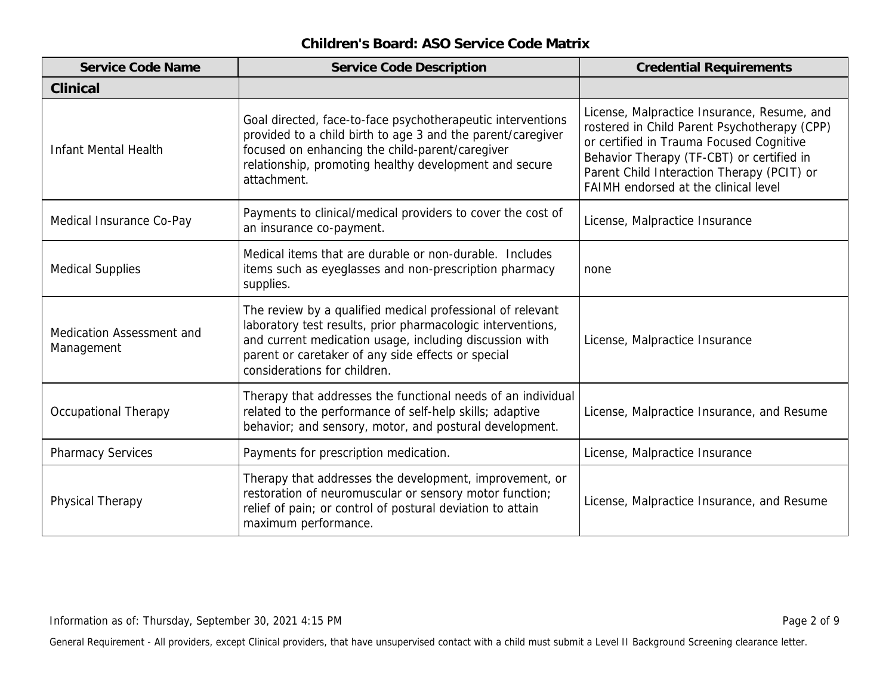# Children's Board: ASO Service Code Matrix

| Service Code Name | Service Code Description | Credential Requirements |
|---|---|---|
| **Clinical** | | |
| Infant Mental Health | Goal directed, face-to-face psychotherapeutic interventions provided to a child birth to age 3 and the parent/caregiver focused on enhancing the child-parent/caregiver relationship, promoting healthy development and secure attachment. | License, Malpractice Insurance, Resume, and rostered in Child Parent Psychotherapy (CPP) or certified in Trauma Focused Cognitive Behavior Therapy (TF-CBT) or certified in Parent Child Interaction Therapy (PCIT) or FAIMH endorsed at the clinical level |
| Medical Insurance Co-Pay | Payments to clinical/medical providers to cover the cost of an insurance co-payment. | License, Malpractice Insurance |
| Medical Supplies | Medical items that are durable or non-durable. Includes items such as eyeglasses and non-prescription pharmacy supplies. | none |
| Medication Assessment and Management | The review by a qualified medical professional of relevant laboratory test results, prior pharmacologic interventions, and current medication usage, including discussion with parent or caretaker of any side effects or special considerations for children. | License, Malpractice Insurance |
| Occupational Therapy | Therapy that addresses the functional needs of an individual related to the performance of self-help skills; adaptive behavior; and sensory, motor, and postural development. | License, Malpractice Insurance, and Resume |
| Pharmacy Services | Payments for prescription medication. | License, Malpractice Insurance |
| Physical Therapy | Therapy that addresses the development, improvement, or restoration of neuromuscular or sensory motor function; relief of pain; or control of postural deviation to attain maximum performance. | License, Malpractice Insurance, and Resume |

Information as of: Thursday, September 30, 2021 4:15 PM

General Requirement - All providers, except Clinical providers, that have unsupervised contact with a child must submit a Level II Background Screening clearance letter.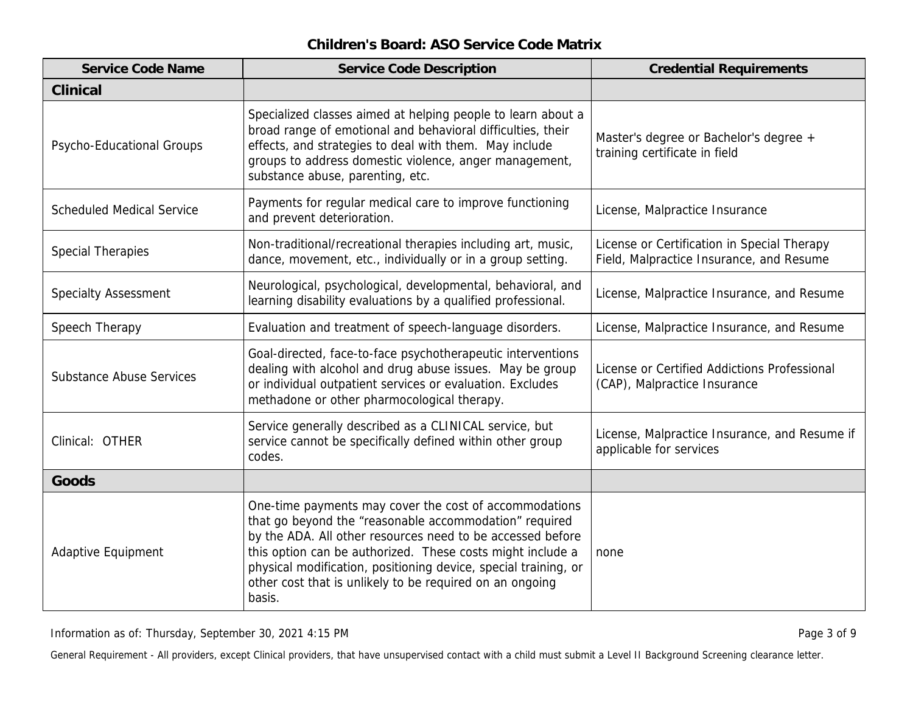## Children's Board: ASO Service Code Matrix

| Service Code Name | Service Code Description | Credential Requirements |
|---|---|---|
| **Clinical** | | |
| Psycho-Educational Groups | Specialized classes aimed at helping people to learn about a broad range of emotional and behavioral difficulties, their effects, and strategies to deal with them. May include groups to address domestic violence, anger management, substance abuse, parenting, etc. | Master's degree or Bachelor's degree + training certificate in field |
| Scheduled Medical Service | Payments for regular medical care to improve functioning and prevent deterioration. | License, Malpractice Insurance |
| Special Therapies | Non-traditional/recreational therapies including art, music, dance, movement, etc., individually or in a group setting. | License or Certification in Special Therapy Field, Malpractice Insurance, and Resume |
| Specialty Assessment | Neurological, psychological, developmental, behavioral, and learning disability evaluations by a qualified professional. | License, Malpractice Insurance, and Resume |
| Speech Therapy | Evaluation and treatment of speech-language disorders. | License, Malpractice Insurance, and Resume |
| Substance Abuse Services | Goal-directed, face-to-face psychotherapeutic interventions dealing with alcohol and drug abuse issues. May be group or individual outpatient services or evaluation. Excludes methadone or other pharmocological therapy. | License or Certified Addictions Professional (CAP), Malpractice Insurance |
| Clinical: OTHER | Service generally described as a CLINICAL service, but service cannot be specifically defined within other group codes. | License, Malpractice Insurance, and Resume if applicable for services |
| **Goods** | | |
| Adaptive Equipment | One-time payments may cover the cost of accommodations that go beyond the "reasonable accommodation" required by the ADA. All other resources need to be accessed before this option can be authorized. These costs might include a physical modification, positioning device, special training, or other cost that is unlikely to be required on an ongoing basis. | none |

Information as of: Thursday, September 30, 2021 4:15 PM

General Requirement - All providers, except Clinical providers, that have unsupervised contact with a child must submit a Level II Background Screening clearance letter.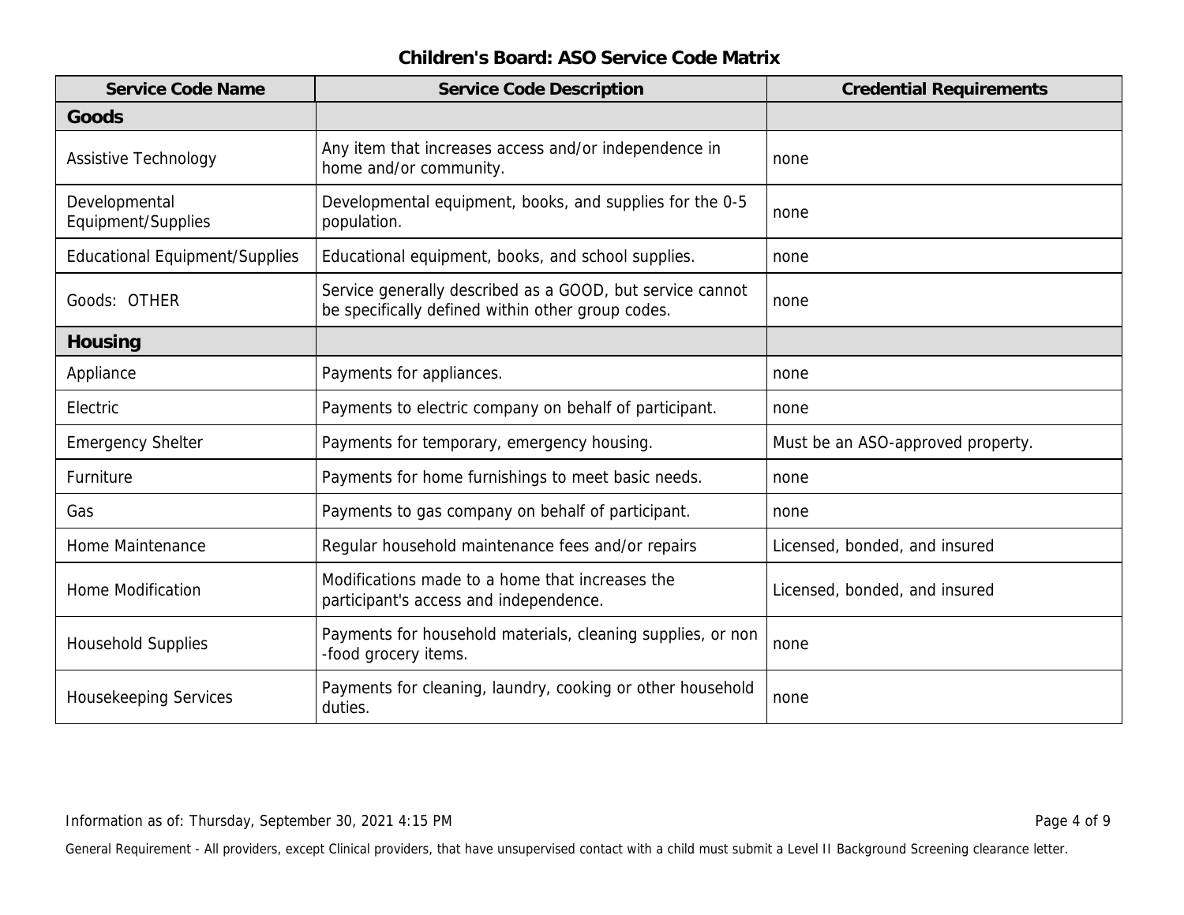**Children's Board: ASO Service Code Matrix**

| Service Code Name | Service Code Description | Credential Requirements |
|---|---|---|
| **Goods** | | |
| Assistive Technology | Any item that increases access and/or independence in home and/or community. | none |
| Developmental Equipment/Supplies | Developmental equipment, books, and supplies for the 0-5 population. | none |
| Educational Equipment/Supplies | Educational equipment, books, and school supplies. | none |
| Goods: OTHER | Service generally described as a GOOD, but service cannot be specifically defined within other group codes. | none |
| **Housing** | | |
| Appliance | Payments for appliances. | none |
| Electric | Payments to electric company on behalf of participant. | none |
| Emergency Shelter | Payments for temporary, emergency housing. | Must be an ASO-approved property. |
| Furniture | Payments for home furnishings to meet basic needs. | none |
| Gas | Payments to gas company on behalf of participant. | none |
| Home Maintenance | Regular household maintenance fees and/or repairs | Licensed, bonded, and insured |
| Home Modification | Modifications made to a home that increases the participant's access and independence. | Licensed, bonded, and insured |
| Household Supplies | Payments for household materials, cleaning supplies, or non-food grocery items. | none |
| Housekeeping Services | Payments for cleaning, laundry, cooking or other household duties. | none |

Information as of: Thursday, September 30, 2021 4:15 PM

General Requirement - All providers, except Clinical providers, that have unsupervised contact with a child must submit a Level II Background Screening clearance letter.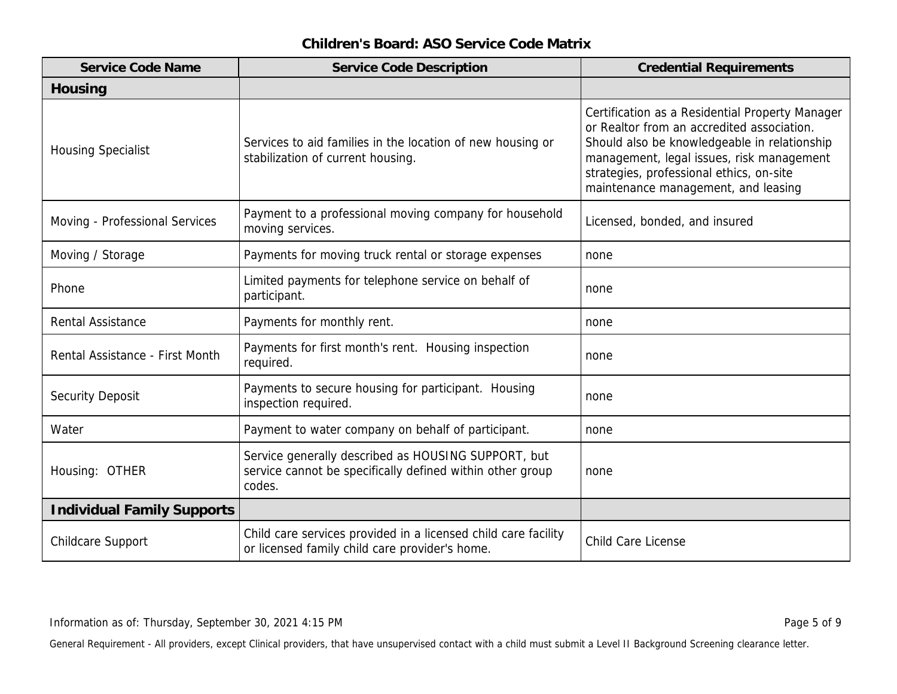# Children's Board: ASO Service Code Matrix

| Service Code Name | Service Code Description | Credential Requirements |
|---|---|---|
| **Housing** | | |
| Housing Specialist | Services to aid families in the location of new housing or stabilization of current housing. | Certification as a Residential Property Manager or Realtor from an accredited association. Should also be knowledgeable in relationship management, legal issues, risk management strategies, professional ethics, on-site maintenance management, and leasing |
| Moving - Professional Services | Payment to a professional moving company for household moving services. | Licensed, bonded, and insured |
| Moving / Storage | Payments for moving truck rental or storage expenses | none |
| Phone | Limited payments for telephone service on behalf of participant. | none |
| Rental Assistance | Payments for monthly rent. | none |
| Rental Assistance - First Month | Payments for first month's rent. Housing inspection required. | none |
| Security Deposit | Payments to secure housing for participant. Housing inspection required. | none |
| Water | Payment to water company on behalf of participant. | none |
| Housing: OTHER | Service generally described as HOUSING SUPPORT, but service cannot be specifically defined within other group codes. | none |
| **Individual Family Supports** | | |
| Childcare Support | Child care services provided in a licensed child care facility or licensed family child care provider's home. | Child Care License |

Information as of: Thursday, September 30, 2021 4:15 PM

General Requirement - All providers, except Clinical providers, that have unsupervised contact with a child must submit a Level II Background Screening clearance letter.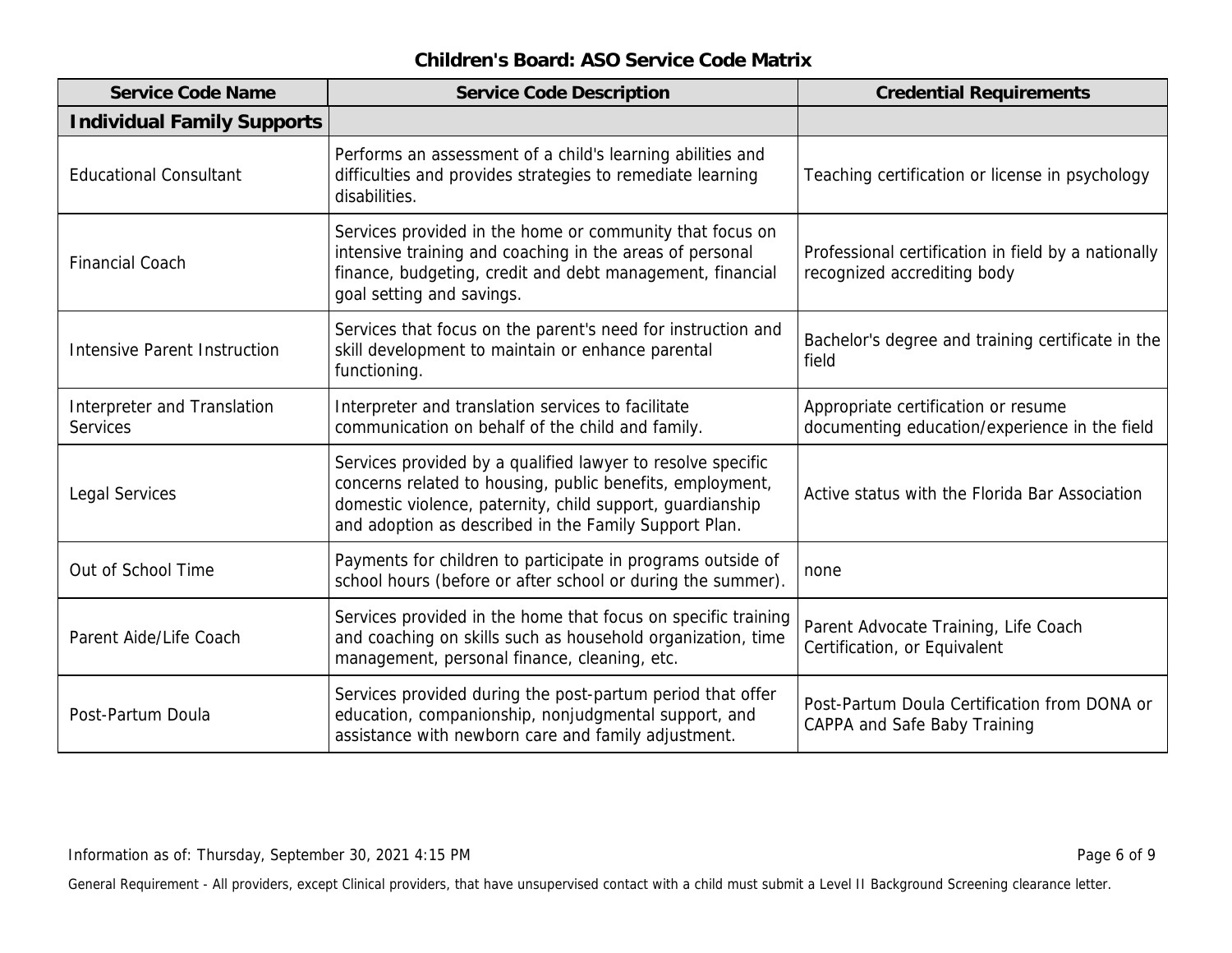## Children's Board: ASO Service Code Matrix

| Service Code Name | Service Code Description | Credential Requirements |
|---|---|---|
| **Individual Family Supports** | | |
| Educational Consultant | Performs an assessment of a child's learning abilities and difficulties and provides strategies to remediate learning disabilities. | Teaching certification or license in psychology |
| Financial Coach | Services provided in the home or community that focus on intensive training and coaching in the areas of personal finance, budgeting, credit and debt management, financial goal setting and savings. | Professional certification in field by a nationally recognized accrediting body |
| Intensive Parent Instruction | Services that focus on the parent's need for instruction and skill development to maintain or enhance parental functioning. | Bachelor's degree and training certificate in the field |
| Interpreter and Translation Services | Interpreter and translation services to facilitate communication on behalf of the child and family. | Appropriate certification or resume documenting education/experience in the field |
| Legal Services | Services provided by a qualified lawyer to resolve specific concerns related to housing, public benefits, employment, domestic violence, paternity, child support, guardianship and adoption as described in the Family Support Plan. | Active status with the Florida Bar Association |
| Out of School Time | Payments for children to participate in programs outside of school hours (before or after school or during the summer). | none |
| Parent Aide/Life Coach | Services provided in the home that focus on specific training and coaching on skills such as household organization, time management, personal finance, cleaning, etc. | Parent Advocate Training, Life Coach Certification, or Equivalent |
| Post-Partum Doula | Services provided during the post-partum period that offer education, companionship, nonjudgmental support, and assistance with newborn care and family adjustment. | Post-Partum Doula Certification from DONA or CAPPA and Safe Baby Training |

Information as of: Thursday, September 30, 2021 4:15 PM

General Requirement - All providers, except Clinical providers, that have unsupervised contact with a child must submit a Level II Background Screening clearance letter.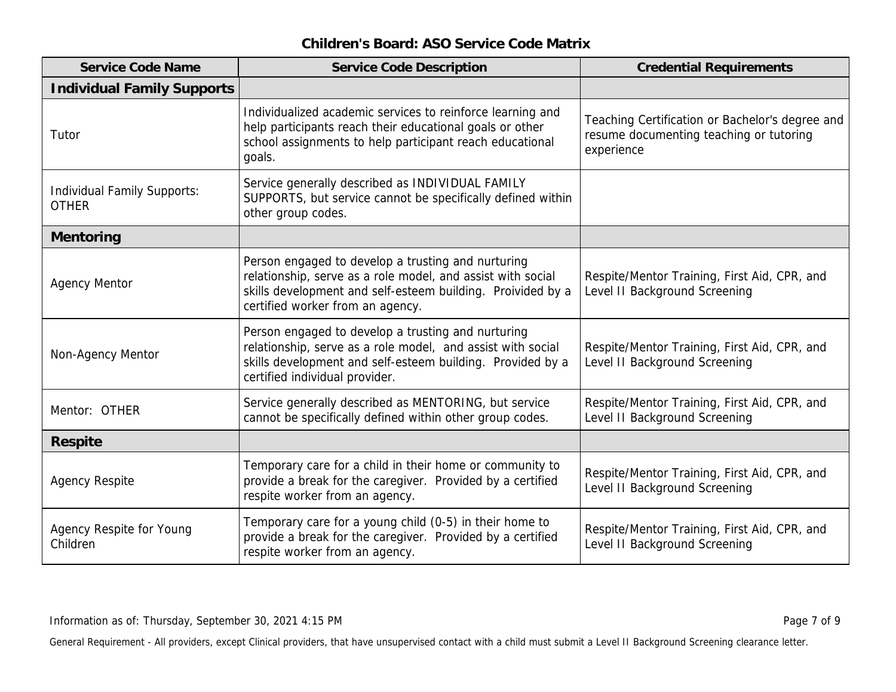## Children's Board: ASO Service Code Matrix

| Service Code Name | Service Code Description | Credential Requirements |
|---|---|---|
| **Individual Family Supports** | | |
| Tutor | Individualized academic services to reinforce learning and help participants reach their educational goals or other school assignments to help participant reach educational goals. | Teaching Certification or Bachelor's degree and resume documenting teaching or tutoring experience |
| Individual Family Supports: OTHER | Service generally described as INDIVIDUAL FAMILY SUPPORTS, but service cannot be specifically defined within other group codes. | |
| **Mentoring** | | |
| Agency Mentor | Person engaged to develop a trusting and nurturing relationship, serve as a role model, and assist with social skills development and self-esteem building. Proivided by a certified worker from an agency. | Respite/Mentor Training, First Aid, CPR, and Level II Background Screening |
| Non-Agency Mentor | Person engaged to develop a trusting and nurturing relationship, serve as a role model, and assist with social skills development and self-esteem building. Provided by a certified individual provider. | Respite/Mentor Training, First Aid, CPR, and Level II Background Screening |
| Mentor: OTHER | Service generally described as MENTORING, but service cannot be specifically defined within other group codes. | Respite/Mentor Training, First Aid, CPR, and Level II Background Screening |
| **Respite** | | |
| Agency Respite | Temporary care for a child in their home or community to provide a break for the caregiver. Provided by a certified respite worker from an agency. | Respite/Mentor Training, First Aid, CPR, and Level II Background Screening |
| Agency Respite for Young Children | Temporary care for a young child (0-5) in their home to provide a break for the caregiver. Provided by a certified respite worker from an agency. | Respite/Mentor Training, First Aid, CPR, and Level II Background Screening |

Information as of: Thursday, September 30, 2021 4:15 PM

General Requirement - All providers, except Clinical providers, that have unsupervised contact with a child must submit a Level II Background Screening clearance letter.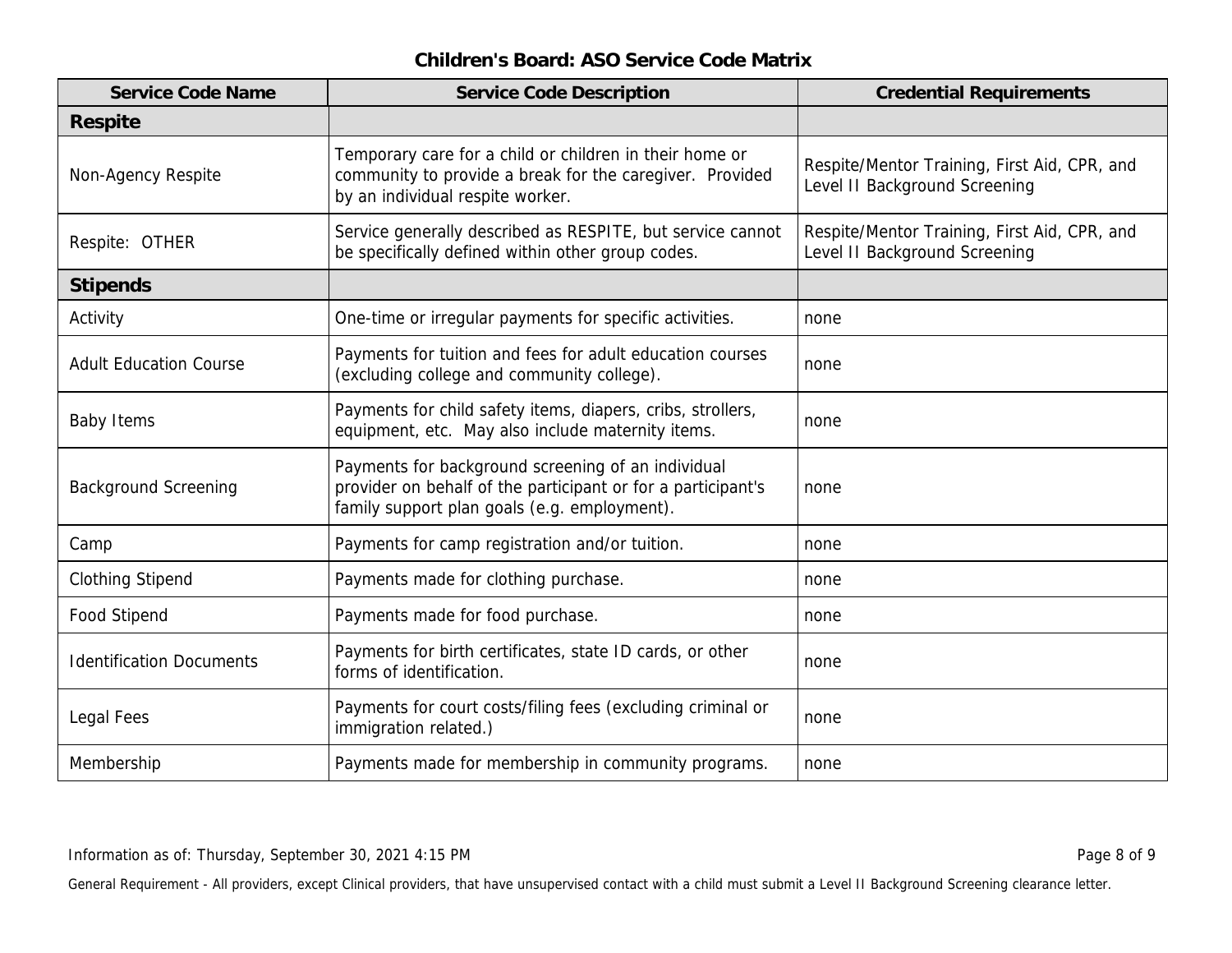## Children's Board: ASO Service Code Matrix

| Service Code Name | Service Code Description | Credential Requirements |
|---|---|---|
| **Respite** | | |
| Non-Agency Respite | Temporary care for a child or children in their home or community to provide a break for the caregiver. Provided by an individual respite worker. | Respite/Mentor Training, First Aid, CPR, and Level II Background Screening |
| Respite: OTHER | Service generally described as RESPITE, but service cannot be specifically defined within other group codes. | Respite/Mentor Training, First Aid, CPR, and Level II Background Screening |
| **Stipends** | | |
| Activity | One-time or irregular payments for specific activities. | none |
| Adult Education Course | Payments for tuition and fees for adult education courses (excluding college and community college). | none |
| Baby Items | Payments for child safety items, diapers, cribs, strollers, equipment, etc. May also include maternity items. | none |
| Background Screening | Payments for background screening of an individual provider on behalf of the participant or for a participant's family support plan goals (e.g. employment). | none |
| Camp | Payments for camp registration and/or tuition. | none |
| Clothing Stipend | Payments made for clothing purchase. | none |
| Food Stipend | Payments made for food purchase. | none |
| Identification Documents | Payments for birth certificates, state ID cards, or other forms of identification. | none |
| Legal Fees | Payments for court costs/filing fees (excluding criminal or immigration related.) | none |
| Membership | Payments made for membership in community programs. | none |

Information as of: Thursday, September 30, 2021 4:15 PM

General Requirement - All providers, except Clinical providers, that have unsupervised contact with a child must submit a Level II Background Screening clearance letter.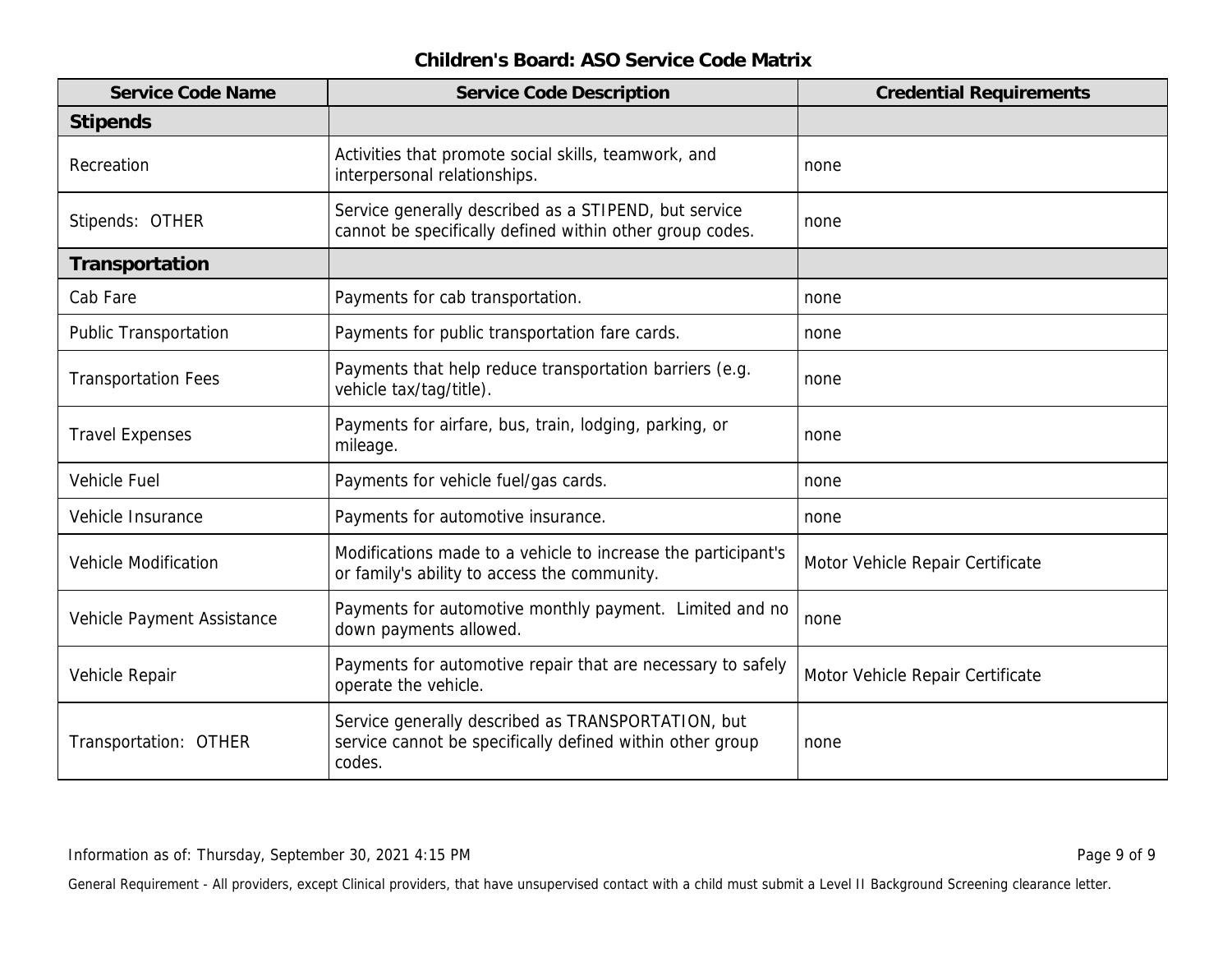## Children's Board: ASO Service Code Matrix

| Service Code Name | Service Code Description | Credential Requirements |
|---|---|---|
| **Stipends** | | |
| Recreation | Activities that promote social skills, teamwork, and interpersonal relationships. | none |
| Stipends: OTHER | Service generally described as a STIPEND, but service cannot be specifically defined within other group codes. | none |
| **Transportation** | | |
| Cab Fare | Payments for cab transportation. | none |
| Public Transportation | Payments for public transportation fare cards. | none |
| Transportation Fees | Payments that help reduce transportation barriers (e.g. vehicle tax/tag/title). | none |
| Travel Expenses | Payments for airfare, bus, train, lodging, parking, or mileage. | none |
| Vehicle Fuel | Payments for vehicle fuel/gas cards. | none |
| Vehicle Insurance | Payments for automotive insurance. | none |
| Vehicle Modification | Modifications made to a vehicle to increase the participant's or family's ability to access the community. | Motor Vehicle Repair Certificate |
| Vehicle Payment Assistance | Payments for automotive monthly payment. Limited and no down payments allowed. | none |
| Vehicle Repair | Payments for automotive repair that are necessary to safely operate the vehicle. | Motor Vehicle Repair Certificate |
| Transportation: OTHER | Service generally described as TRANSPORTATION, but service cannot be specifically defined within other group codes. | none |

Information as of: Thursday, September 30, 2021 4:15 PM

General Requirement - All providers, except Clinical providers, that have unsupervised contact with a child must submit a Level II Background Screening clearance letter.